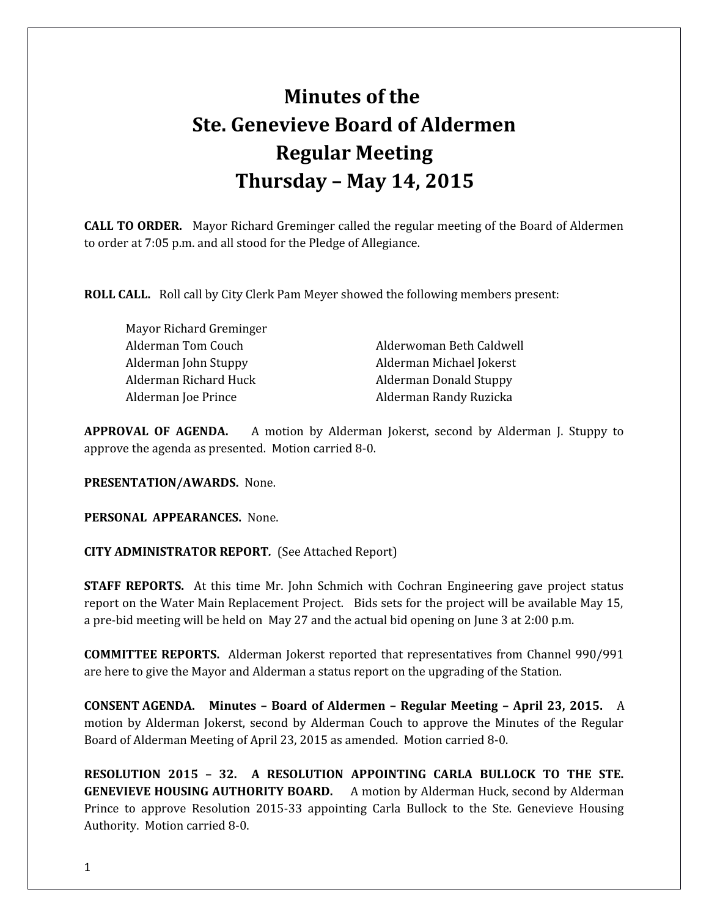# Minutes of the
# Ste. Genevieve Board of Aldermen
# Regular Meeting
# Thursday – May 14, 2015

**CALL TO ORDER.** Mayor Richard Greminger called the regular meeting of the Board of Aldermen to order at 7:05 p.m. and all stood for the Pledge of Allegiance.

**ROLL CALL.** Roll call by City Clerk Pam Meyer showed the following members present:

Mayor Richard Greminger
Alderman Tom Couch
Alderman John Stuppy
Alderman Richard Huck
Alderman Joe Prince
Alderwoman Beth Caldwell
Alderman Michael Jokerst
Alderman Donald Stuppy
Alderman Randy Ruzicka

**APPROVAL OF AGENDA.** A motion by Alderman Jokerst, second by Alderman J. Stuppy to approve the agenda as presented. Motion carried 8-0.

**PRESENTATION/AWARDS.** None.

**PERSONAL APPEARANCES.** None.

**CITY ADMINISTRATOR REPORT.** (See Attached Report)

**STAFF REPORTS.** At this time Mr. John Schmich with Cochran Engineering gave project status report on the Water Main Replacement Project. Bids sets for the project will be available May 15, a pre-bid meeting will be held on May 27 and the actual bid opening on June 3 at 2:00 p.m.

**COMMITTEE REPORTS.** Alderman Jokerst reported that representatives from Channel 990/991 are here to give the Mayor and Alderman a status report on the upgrading of the Station.

**CONSENT AGENDA. Minutes – Board of Aldermen – Regular Meeting – April 23, 2015.** A motion by Alderman Jokerst, second by Alderman Couch to approve the Minutes of the Regular Board of Alderman Meeting of April 23, 2015 as amended. Motion carried 8-0.

**RESOLUTION 2015 – 32. A RESOLUTION APPOINTING CARLA BULLOCK TO THE STE. GENEVIEVE HOUSING AUTHORITY BOARD.** A motion by Alderman Huck, second by Alderman Prince to approve Resolution 2015-33 appointing Carla Bullock to the Ste. Genevieve Housing Authority. Motion carried 8-0.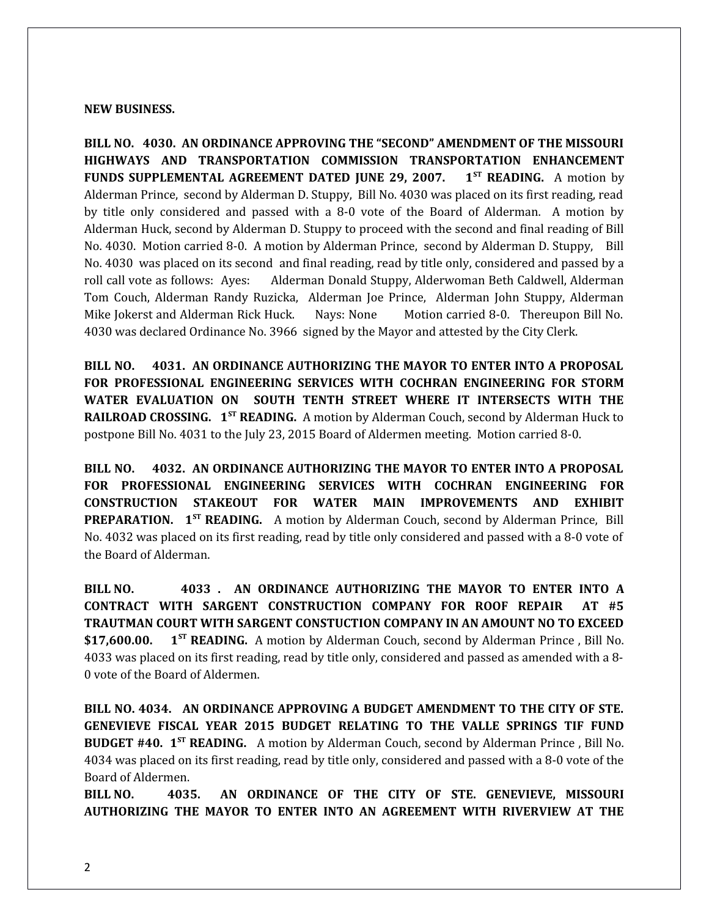**NEW BUSINESS.**

**BILL NO. 4030. AN ORDINANCE APPROVING THE "SECOND" AMENDMENT OF THE MISSOURI HIGHWAYS AND TRANSPORTATION COMMISSION TRANSPORTATION ENHANCEMENT FUNDS SUPPLEMENTAL AGREEMENT DATED JUNE 29, 2007. 1ST READING.** A motion by Alderman Prince, second by Alderman D. Stuppy, Bill No. 4030 was placed on its first reading, read by title only considered and passed with a 8-0 vote of the Board of Alderman. A motion by Alderman Huck, second by Alderman D. Stuppy to proceed with the second and final reading of Bill No. 4030. Motion carried 8-0. A motion by Alderman Prince, second by Alderman D. Stuppy, Bill No. 4030 was placed on its second and final reading, read by title only, considered and passed by a roll call vote as follows: Ayes: Alderman Donald Stuppy, Alderwoman Beth Caldwell, Alderman Tom Couch, Alderman Randy Ruzicka, Alderman Joe Prince, Alderman John Stuppy, Alderman Mike Jokerst and Alderman Rick Huck. Nays: None Motion carried 8-0. Thereupon Bill No. 4030 was declared Ordinance No. 3966 signed by the Mayor and attested by the City Clerk.

**BILL NO. 4031. AN ORDINANCE AUTHORIZING THE MAYOR TO ENTER INTO A PROPOSAL FOR PROFESSIONAL ENGINEERING SERVICES WITH COCHRAN ENGINEERING FOR STORM WATER EVALUATION ON SOUTH TENTH STREET WHERE IT INTERSECTS WITH THE RAILROAD CROSSING. 1ST READING.** A motion by Alderman Couch, second by Alderman Huck to postpone Bill No. 4031 to the July 23, 2015 Board of Aldermen meeting. Motion carried 8-0.

**BILL NO. 4032. AN ORDINANCE AUTHORIZING THE MAYOR TO ENTER INTO A PROPOSAL FOR PROFESSIONAL ENGINEERING SERVICES WITH COCHRAN ENGINEERING FOR CONSTRUCTION STAKEOUT FOR WATER MAIN IMPROVEMENTS AND EXHIBIT PREPARATION. 1ST READING.** A motion by Alderman Couch, second by Alderman Prince, Bill No. 4032 was placed on its first reading, read by title only considered and passed with a 8-0 vote of the Board of Alderman.

**BILL NO. 4033 . AN ORDINANCE AUTHORIZING THE MAYOR TO ENTER INTO A CONTRACT WITH SARGENT CONSTRUCTION COMPANY FOR ROOF REPAIR AT #5 TRAUTMAN COURT WITH SARGENT CONSTUCTION COMPANY IN AN AMOUNT NO TO EXCEED $17,600.00. 1ST READING.** A motion by Alderman Couch, second by Alderman Prince , Bill No. 4033 was placed on its first reading, read by title only, considered and passed as amended with a 8-0 vote of the Board of Aldermen.

**BILL NO. 4034. AN ORDINANCE APPROVING A BUDGET AMENDMENT TO THE CITY OF STE. GENEVIEVE FISCAL YEAR 2015 BUDGET RELATING TO THE VALLE SPRINGS TIF FUND BUDGET #40. 1ST READING.** A motion by Alderman Couch, second by Alderman Prince , Bill No. 4034 was placed on its first reading, read by title only, considered and passed with a 8-0 vote of the Board of Aldermen.

**BILL NO. 4035. AN ORDINANCE OF THE CITY OF STE. GENEVIEVE, MISSOURI AUTHORIZING THE MAYOR TO ENTER INTO AN AGREEMENT WITH RIVERVIEW AT THE**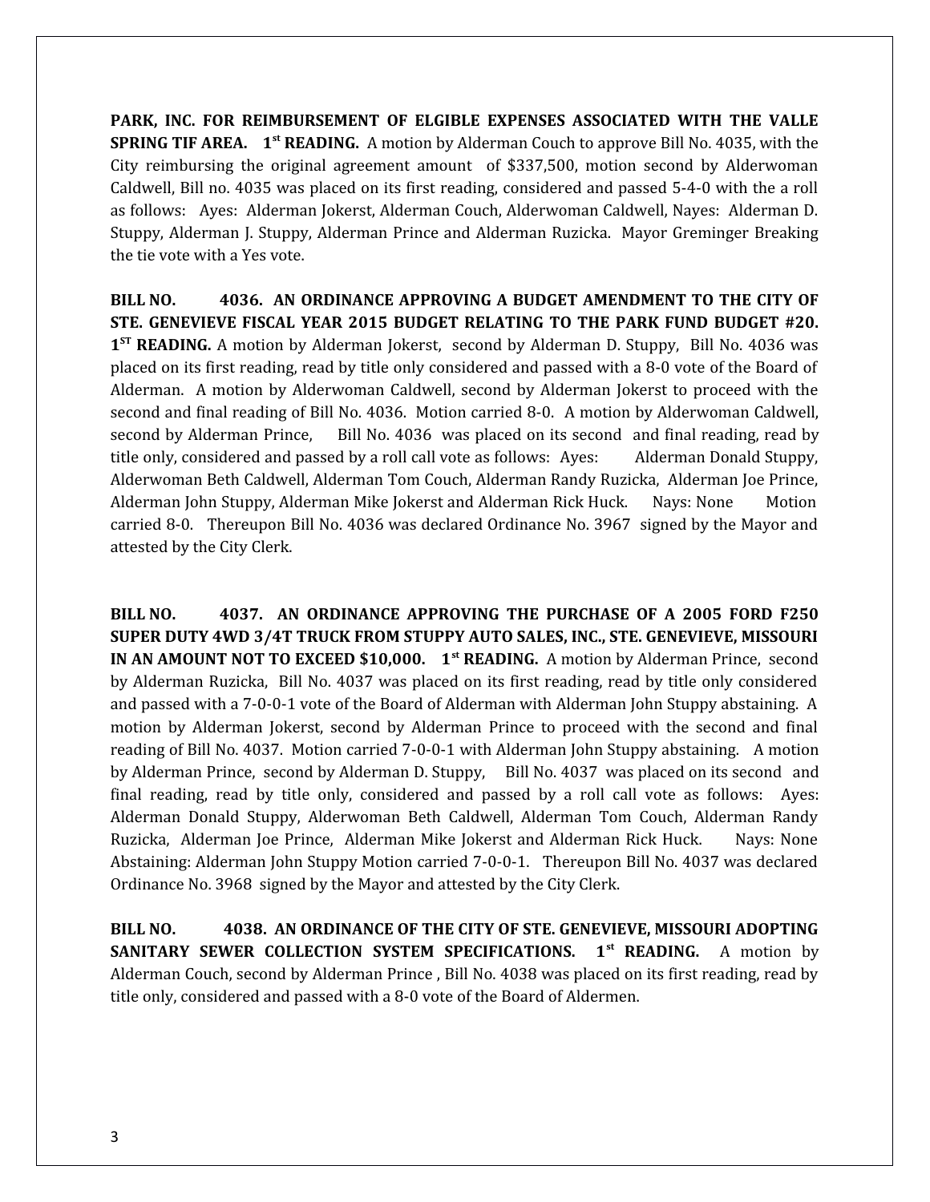**PARK, INC. FOR REIMBURSEMENT OF ELGIBLE EXPENSES ASSOCIATED WITH THE VALLE SPRING TIF AREA. 1st READING.** A motion by Alderman Couch to approve Bill No. 4035, with the City reimbursing the original agreement amount of $337,500, motion second by Alderwoman Caldwell, Bill no. 4035 was placed on its first reading, considered and passed 5-4-0 with the a roll as follows: Ayes: Alderman Jokerst, Alderman Couch, Alderwoman Caldwell, Nayes: Alderman D. Stuppy, Alderman J. Stuppy, Alderman Prince and Alderman Ruzicka. Mayor Greminger Breaking the tie vote with a Yes vote.

**BILL NO. 4036. AN ORDINANCE APPROVING A BUDGET AMENDMENT TO THE CITY OF STE. GENEVIEVE FISCAL YEAR 2015 BUDGET RELATING TO THE PARK FUND BUDGET #20. 1ST READING.** A motion by Alderman Jokerst, second by Alderman D. Stuppy, Bill No. 4036 was placed on its first reading, read by title only considered and passed with a 8-0 vote of the Board of Alderman. A motion by Alderwoman Caldwell, second by Alderman Jokerst to proceed with the second and final reading of Bill No. 4036. Motion carried 8-0. A motion by Alderwoman Caldwell, second by Alderman Prince, Bill No. 4036 was placed on its second and final reading, read by title only, considered and passed by a roll call vote as follows: Ayes: Alderman Donald Stuppy, Alderwoman Beth Caldwell, Alderman Tom Couch, Alderman Randy Ruzicka, Alderman Joe Prince, Alderman John Stuppy, Alderman Mike Jokerst and Alderman Rick Huck. Nays: None Motion carried 8-0. Thereupon Bill No. 4036 was declared Ordinance No. 3967 signed by the Mayor and attested by the City Clerk.

**BILL NO. 4037. AN ORDINANCE APPROVING THE PURCHASE OF A 2005 FORD F250 SUPER DUTY 4WD 3/4T TRUCK FROM STUPPY AUTO SALES, INC., STE. GENEVIEVE, MISSOURI IN AN AMOUNT NOT TO EXCEED $10,000. 1st READING.** A motion by Alderman Prince, second by Alderman Ruzicka, Bill No. 4037 was placed on its first reading, read by title only considered and passed with a 7-0-0-1 vote of the Board of Alderman with Alderman John Stuppy abstaining. A motion by Alderman Jokerst, second by Alderman Prince to proceed with the second and final reading of Bill No. 4037. Motion carried 7-0-0-1 with Alderman John Stuppy abstaining. A motion by Alderman Prince, second by Alderman D. Stuppy, Bill No. 4037 was placed on its second and final reading, read by title only, considered and passed by a roll call vote as follows: Ayes: Alderman Donald Stuppy, Alderwoman Beth Caldwell, Alderman Tom Couch, Alderman Randy Ruzicka, Alderman Joe Prince, Alderman Mike Jokerst and Alderman Rick Huck. Nays: None Abstaining: Alderman John Stuppy Motion carried 7-0-0-1. Thereupon Bill No. 4037 was declared Ordinance No. 3968 signed by the Mayor and attested by the City Clerk.

**BILL NO. 4038. AN ORDINANCE OF THE CITY OF STE. GENEVIEVE, MISSOURI ADOPTING SANITARY SEWER COLLECTION SYSTEM SPECIFICATIONS. 1st READING.** A motion by Alderman Couch, second by Alderman Prince , Bill No. 4038 was placed on its first reading, read by title only, considered and passed with a 8-0 vote of the Board of Aldermen.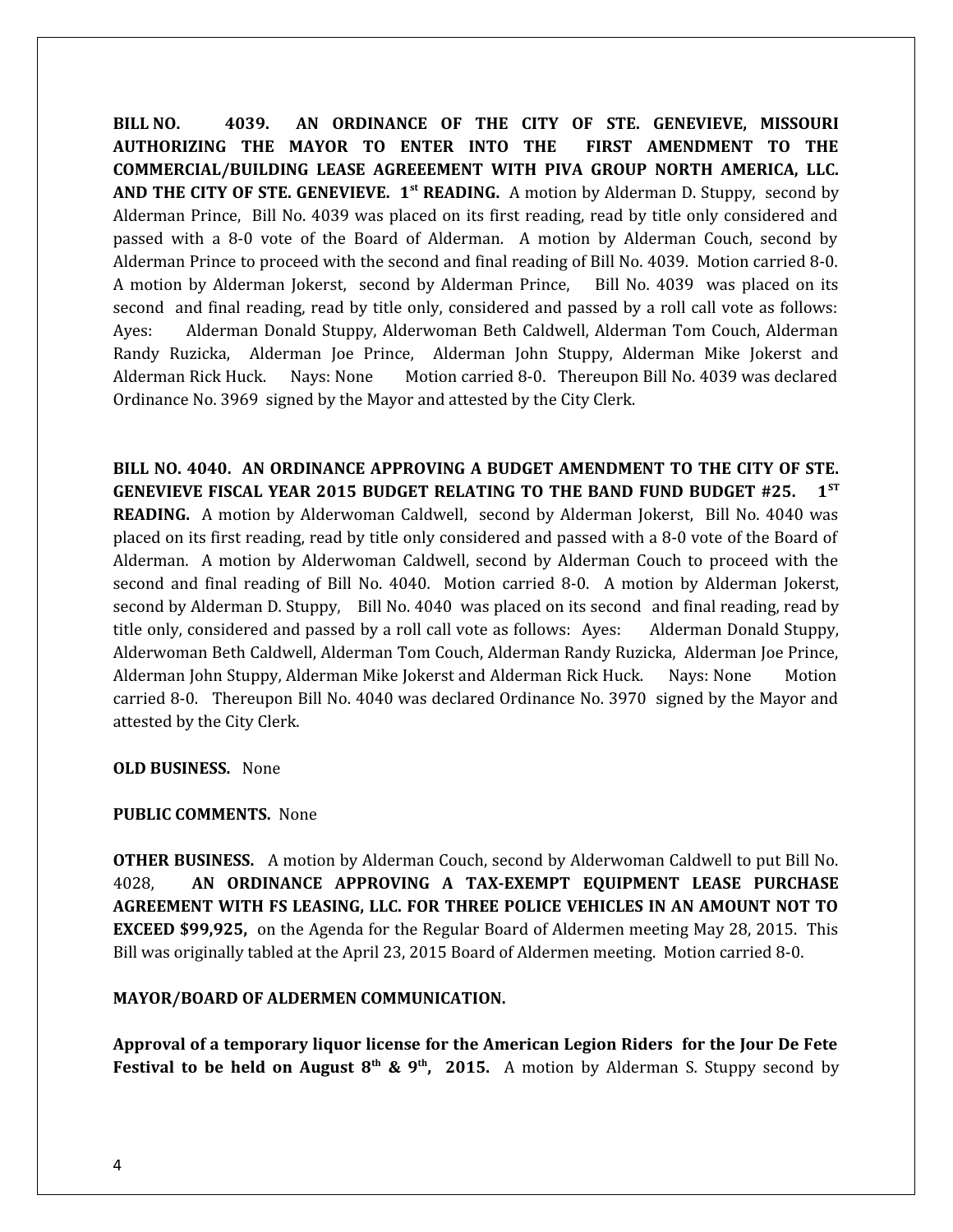**BILL NO. 4039. AN ORDINANCE OF THE CITY OF STE. GENEVIEVE, MISSOURI AUTHORIZING THE MAYOR TO ENTER INTO THE FIRST AMENDMENT TO THE COMMERCIAL/BUILDING LEASE AGREEEMENT WITH PIVA GROUP NORTH AMERICA, LLC. AND THE CITY OF STE. GENEVIEVE. 1st READING.** A motion by Alderman D. Stuppy, second by Alderman Prince, Bill No. 4039 was placed on its first reading, read by title only considered and passed with a 8-0 vote of the Board of Alderman. A motion by Alderman Couch, second by Alderman Prince to proceed with the second and final reading of Bill No. 4039. Motion carried 8-0. A motion by Alderman Jokerst, second by Alderman Prince, Bill No. 4039 was placed on its second and final reading, read by title only, considered and passed by a roll call vote as follows: Ayes: Alderman Donald Stuppy, Alderwoman Beth Caldwell, Alderman Tom Couch, Alderman Randy Ruzicka, Alderman Joe Prince, Alderman John Stuppy, Alderman Mike Jokerst and Alderman Rick Huck. Nays: None Motion carried 8-0. Thereupon Bill No. 4039 was declared Ordinance No. 3969 signed by the Mayor and attested by the City Clerk.

**BILL NO. 4040. AN ORDINANCE APPROVING A BUDGET AMENDMENT TO THE CITY OF STE. GENEVIEVE FISCAL YEAR 2015 BUDGET RELATING TO THE BAND FUND BUDGET #25. 1ST READING.** A motion by Alderwoman Caldwell, second by Alderman Jokerst, Bill No. 4040 was placed on its first reading, read by title only considered and passed with a 8-0 vote of the Board of Alderman. A motion by Alderwoman Caldwell, second by Alderman Couch to proceed with the second and final reading of Bill No. 4040. Motion carried 8-0. A motion by Alderman Jokerst, second by Alderman D. Stuppy, Bill No. 4040 was placed on its second and final reading, read by title only, considered and passed by a roll call vote as follows: Ayes: Alderman Donald Stuppy, Alderwoman Beth Caldwell, Alderman Tom Couch, Alderman Randy Ruzicka, Alderman Joe Prince, Alderman John Stuppy, Alderman Mike Jokerst and Alderman Rick Huck. Nays: None Motion carried 8-0. Thereupon Bill No. 4040 was declared Ordinance No. 3970 signed by the Mayor and attested by the City Clerk.

**OLD BUSINESS.** None

**PUBLIC COMMENTS.** None

**OTHER BUSINESS.** A motion by Alderman Couch, second by Alderwoman Caldwell to put Bill No. 4028, **AN ORDINANCE APPROVING A TAX-EXEMPT EQUIPMENT LEASE PURCHASE AGREEMENT WITH FS LEASING, LLC. FOR THREE POLICE VEHICLES IN AN AMOUNT NOT TO EXCEED $99,925,** on the Agenda for the Regular Board of Aldermen meeting May 28, 2015. This Bill was originally tabled at the April 23, 2015 Board of Aldermen meeting. Motion carried 8-0.

**MAYOR/BOARD OF ALDERMEN COMMUNICATION.**

**Approval of a temporary liquor license for the American Legion Riders for the Jour De Fete Festival to be held on August 8th & 9th, 2015.** A motion by Alderman S. Stuppy second by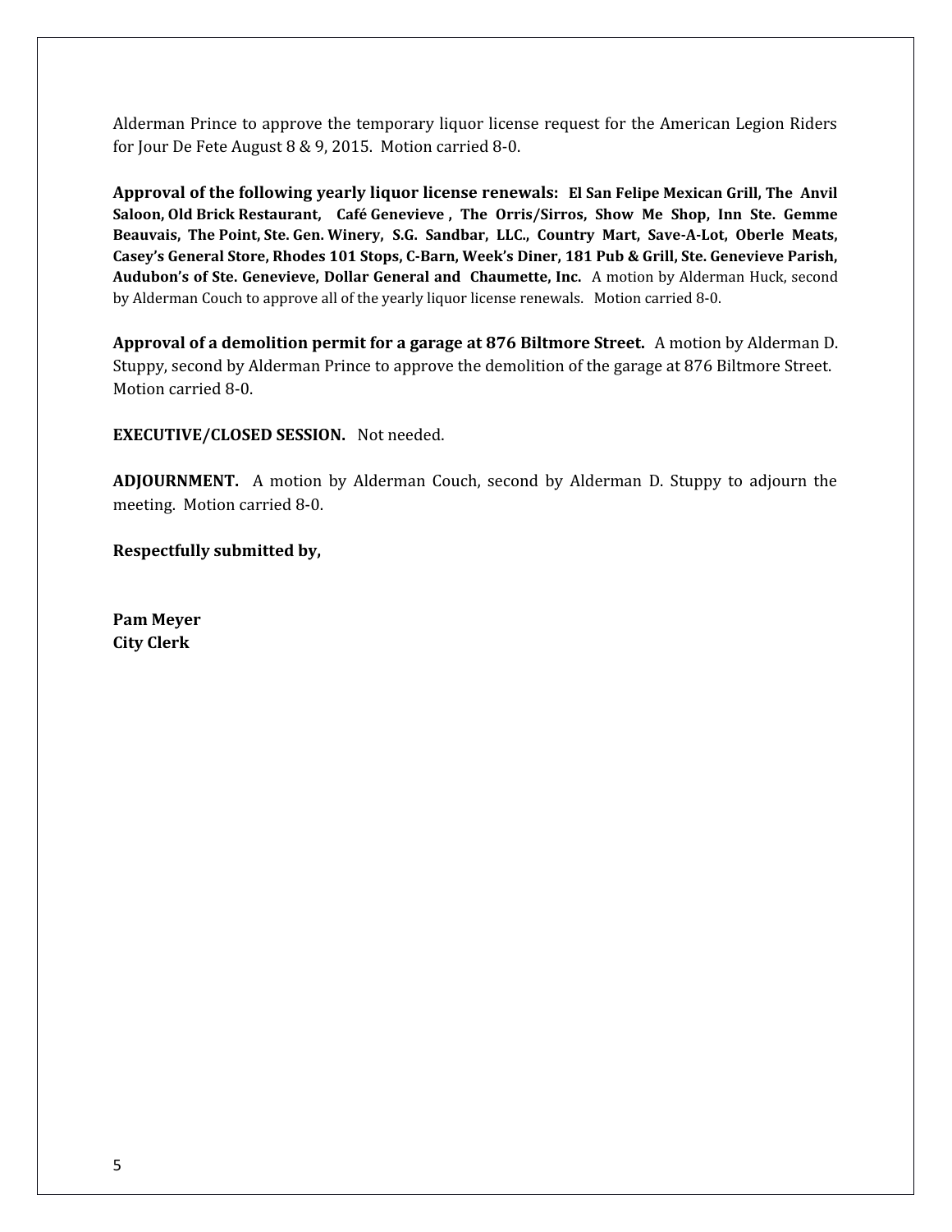Alderman Prince to approve the temporary liquor license request for the American Legion Riders for Jour De Fete August 8 & 9, 2015. Motion carried 8-0.

**Approval of the following yearly liquor license renewals: El San Felipe Mexican Grill, The Anvil Saloon, Old Brick Restaurant, Café Genevieve , The Orris/Sirros, Show Me Shop, Inn Ste. Gemme Beauvais, The Point, Ste. Gen. Winery, S.G. Sandbar, LLC., Country Mart, Save-A-Lot, Oberle Meats, Casey's General Store, Rhodes 101 Stops, C-Barn, Week's Diner, 181 Pub & Grill, Ste. Genevieve Parish, Audubon's of Ste. Genevieve, Dollar General and Chaumette, Inc.** A motion by Alderman Huck, second by Alderman Couch to approve all of the yearly liquor license renewals. Motion carried 8-0.

**Approval of a demolition permit for a garage at 876 Biltmore Street.** A motion by Alderman D. Stuppy, second by Alderman Prince to approve the demolition of the garage at 876 Biltmore Street. Motion carried 8-0.

**EXECUTIVE/CLOSED SESSION.** Not needed.

**ADJOURNMENT.** A motion by Alderman Couch, second by Alderman D. Stuppy to adjourn the meeting. Motion carried 8-0.

**Respectfully submitted by,**

**Pam Meyer**
**City Clerk**